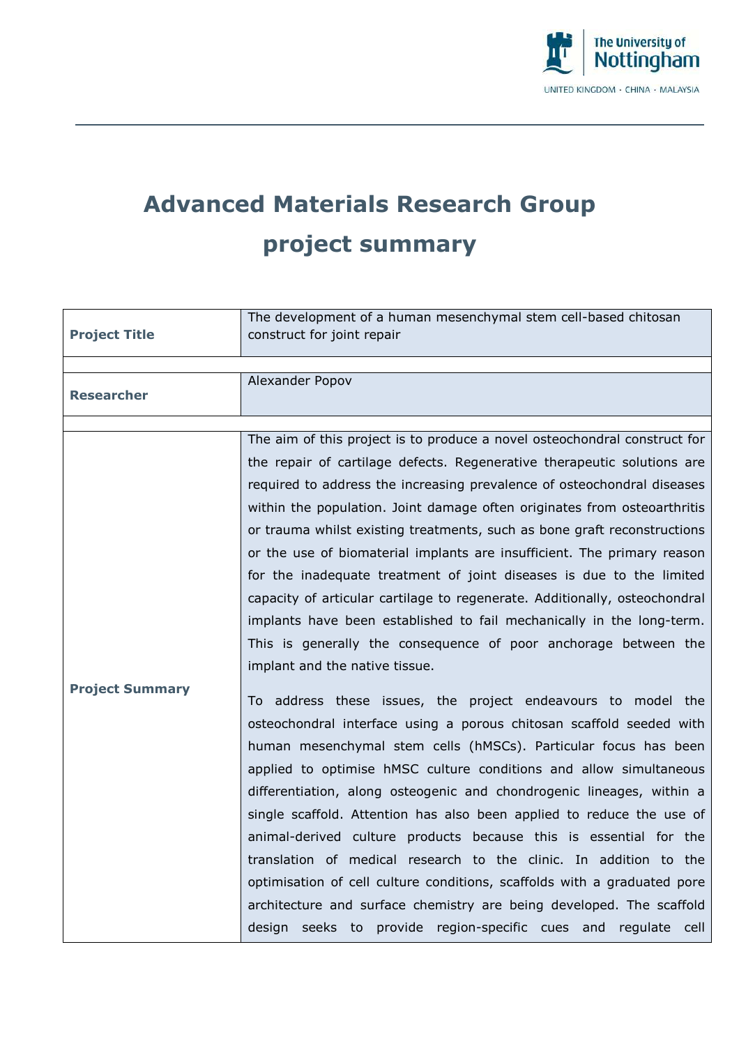# Advanced Materials Research Group project summary

| | |
|---|---|
| **Project Title** | The development of a human mesenchymal stem cell-based chitosan construct for joint repair |
| | |
| **Researcher** | Alexander Popov |
| | |
| **Project Summary** | The aim of this project is to produce a novel osteochondral construct for the repair of cartilage defects. Regenerative therapeutic solutions are required to address the increasing prevalence of osteochondral diseases within the population. Joint damage often originates from osteoarthritis or trauma whilst existing treatments, such as bone graft reconstructions or the use of biomaterial implants are insufficient. The primary reason for the inadequate treatment of joint diseases is due to the limited capacity of articular cartilage to regenerate. Additionally, osteochondral implants have been established to fail mechanically in the long-term. This is generally the consequence of poor anchorage between the implant and the native tissue.<br><br>To address these issues, the project endeavours to model the osteochondral interface using a porous chitosan scaffold seeded with human mesenchymal stem cells (hMSCs). Particular focus has been applied to optimise hMSC culture conditions and allow simultaneous differentiation, along osteogenic and chondrogenic lineages, within a single scaffold. Attention has also been applied to reduce the use of animal-derived culture products because this is essential for the translation of medical research to the clinic. In addition to the optimisation of cell culture conditions, scaffolds with a graduated pore architecture and surface chemistry are being developed. The scaffold design seeks to provide region-specific cues and regulate cell |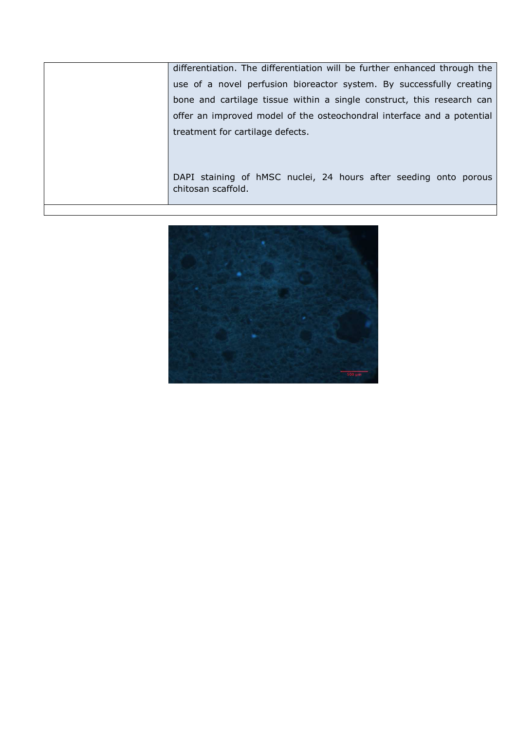| | |
|---|---|
| | differentiation. The differentiation will be further enhanced through the use of a novel perfusion bioreactor system. By successfully creating bone and cartilage tissue within a single construct, this research can offer an improved model of the osteochondral interface and a potential treatment for cartilage defects.<br><br>DAPI staining of hMSC nuclei, 24 hours after seeding onto porous chitosan scaffold. |
| | |

500 µm